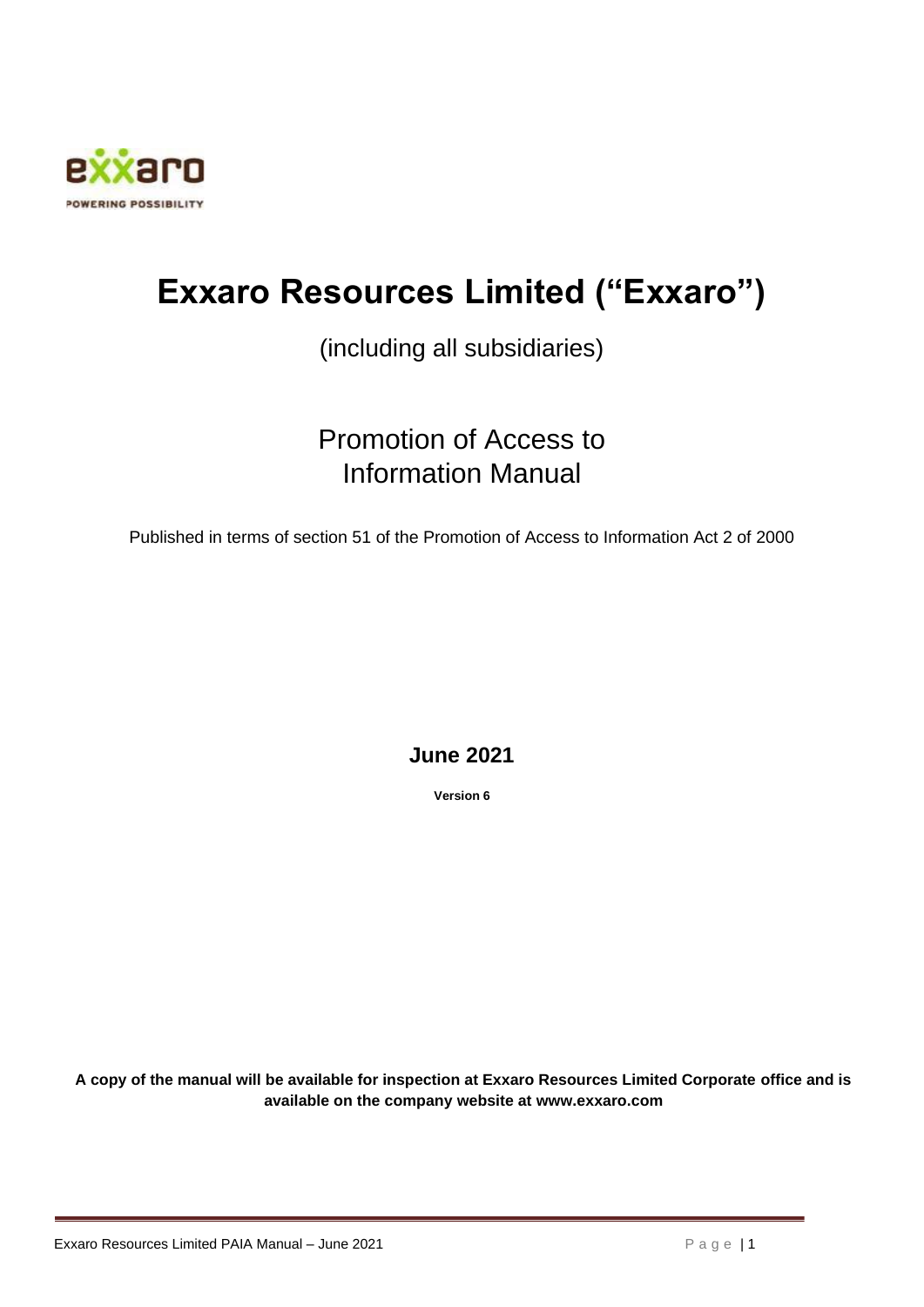# Exxaro Resources Limited ("Exxaro")

(including all subsidiaries)

## Promotion of Access to Information Manual

Published in terms of section 51 of the Promotion of Access to Information Act 2 of 2000

**June 2021**

**Version 6**

**A copy of the manual will be available for inspection at Exxaro Resources Limited Corporate office and is available on the company website at www.exxaro.com**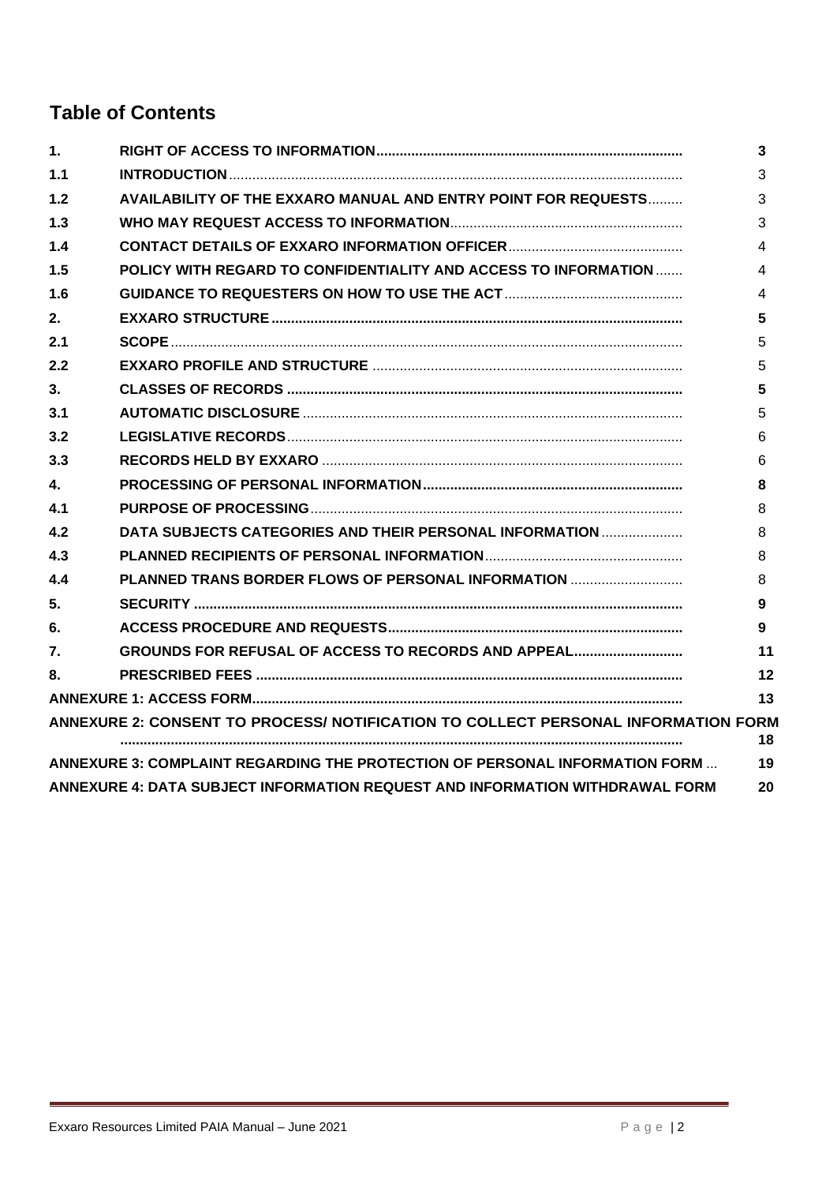# Table of Contents

| | | |
|---|---|---|
| **1.** | **RIGHT OF ACCESS TO INFORMATION** | **3** |
| **1.1** | **INTRODUCTION** | 3 |
| **1.2** | **AVAILABILITY OF THE EXXARO MANUAL AND ENTRY POINT FOR REQUESTS** | 3 |
| **1.3** | **WHO MAY REQUEST ACCESS TO INFORMATION** | 3 |
| **1.4** | **CONTACT DETAILS OF EXXARO INFORMATION OFFICER** | 4 |
| **1.5** | **POLICY WITH REGARD TO CONFIDENTIALITY AND ACCESS TO INFORMATION** | 4 |
| **1.6** | **GUIDANCE TO REQUESTERS ON HOW TO USE THE ACT** | 4 |
| **2.** | **EXXARO STRUCTURE** | **5** |
| **2.1** | **SCOPE** | 5 |
| **2.2** | **EXXARO PROFILE AND STRUCTURE** | 5 |
| **3.** | **CLASSES OF RECORDS** | **5** |
| **3.1** | **AUTOMATIC DISCLOSURE** | 5 |
| **3.2** | **LEGISLATIVE RECORDS** | 6 |
| **3.3** | **RECORDS HELD BY EXXARO** | 6 |
| **4.** | **PROCESSING OF PERSONAL INFORMATION** | **8** |
| **4.1** | **PURPOSE OF PROCESSING** | 8 |
| **4.2** | **DATA SUBJECTS CATEGORIES AND THEIR PERSONAL INFORMATION** | 8 |
| **4.3** | **PLANNED RECIPIENTS OF PERSONAL INFORMATION** | 8 |
| **4.4** | **PLANNED TRANS BORDER FLOWS OF PERSONAL INFORMATION** | 8 |
| **5.** | **SECURITY** | **9** |
| **6.** | **ACCESS PROCEDURE AND REQUESTS** | **9** |
| **7.** | **GROUNDS FOR REFUSAL OF ACCESS TO RECORDS AND APPEAL** | **11** |
| **8.** | **PRESCRIBED FEES** | **12** |
| **ANNEXURE 1: ACCESS FORM** | | **13** |
| **ANNEXURE 2: CONSENT TO PROCESS/ NOTIFICATION TO COLLECT PERSONAL INFORMATION FORM** | | **18** |
| **ANNEXURE 3: COMPLAINT REGARDING THE PROTECTION OF PERSONAL INFORMATION FORM** | | **19** |
| **ANNEXURE 4: DATA SUBJECT INFORMATION REQUEST AND INFORMATION WITHDRAWAL FORM** | | **20** |

Exxaro Resources Limited PAIA Manual – June 2021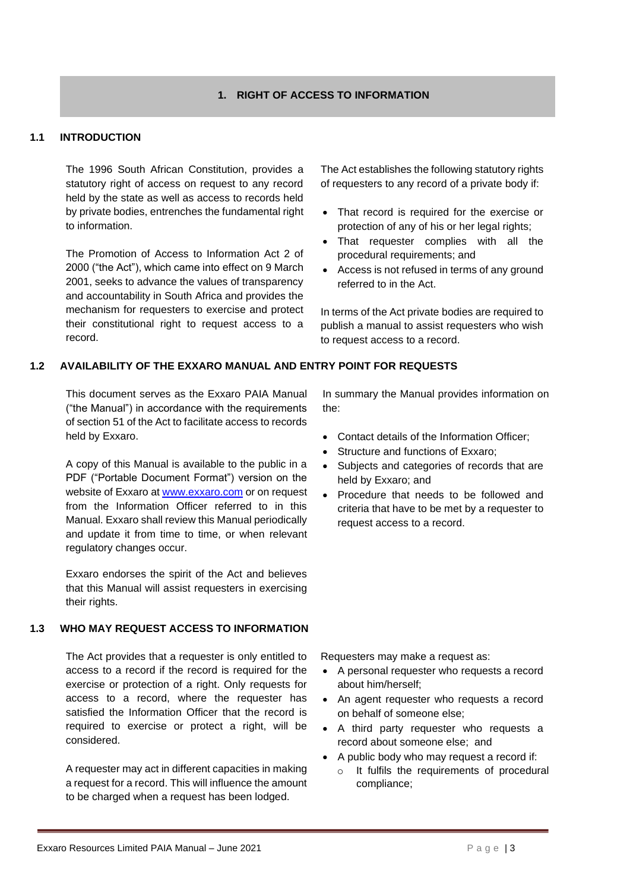# 1. RIGHT OF ACCESS TO INFORMATION

## 1.1 INTRODUCTION

The 1996 South African Constitution, provides a statutory right of access on request to any record held by the state as well as access to records held by private bodies, entrenches the fundamental right to information.

The Promotion of Access to Information Act 2 of 2000 ("the Act"), which came into effect on 9 March 2001, seeks to advance the values of transparency and accountability in South Africa and provides the mechanism for requesters to exercise and protect their constitutional right to request access to a record.

The Act establishes the following statutory rights of requesters to any record of a private body if:

- That record is required for the exercise or protection of any of his or her legal rights;
- That requester complies with all the procedural requirements; and
- Access is not refused in terms of any ground referred to in the Act.

In terms of the Act private bodies are required to publish a manual to assist requesters who wish to request access to a record.

## 1.2 AVAILABILITY OF THE EXXARO MANUAL AND ENTRY POINT FOR REQUESTS

This document serves as the Exxaro PAIA Manual ("the Manual") in accordance with the requirements of section 51 of the Act to facilitate access to records held by Exxaro.

A copy of this Manual is available to the public in a PDF ("Portable Document Format") version on the website of Exxaro at [www.exxaro.com](www.exxaro.com) or on request from the Information Officer referred to in this Manual. Exxaro shall review this Manual periodically and update it from time to time, or when relevant regulatory changes occur.

Exxaro endorses the spirit of the Act and believes that this Manual will assist requesters in exercising their rights.

In summary the Manual provides information on the:

- Contact details of the Information Officer;
- Structure and functions of Exxaro;
- Subjects and categories of records that are held by Exxaro; and
- Procedure that needs to be followed and criteria that have to be met by a requester to request access to a record.

## 1.3 WHO MAY REQUEST ACCESS TO INFORMATION

The Act provides that a requester is only entitled to access to a record if the record is required for the exercise or protection of a right. Only requests for access to a record, where the requester has satisfied the Information Officer that the record is required to exercise or protect a right, will be considered.

A requester may act in different capacities in making a request for a record. This will influence the amount to be charged when a request has been lodged.

Requesters may make a request as:

- A personal requester who requests a record about him/herself;
- An agent requester who requests a record on behalf of someone else;
- A third party requester who requests a record about someone else; and
- A public body who may request a record if:
  - It fulfils the requirements of procedural compliance;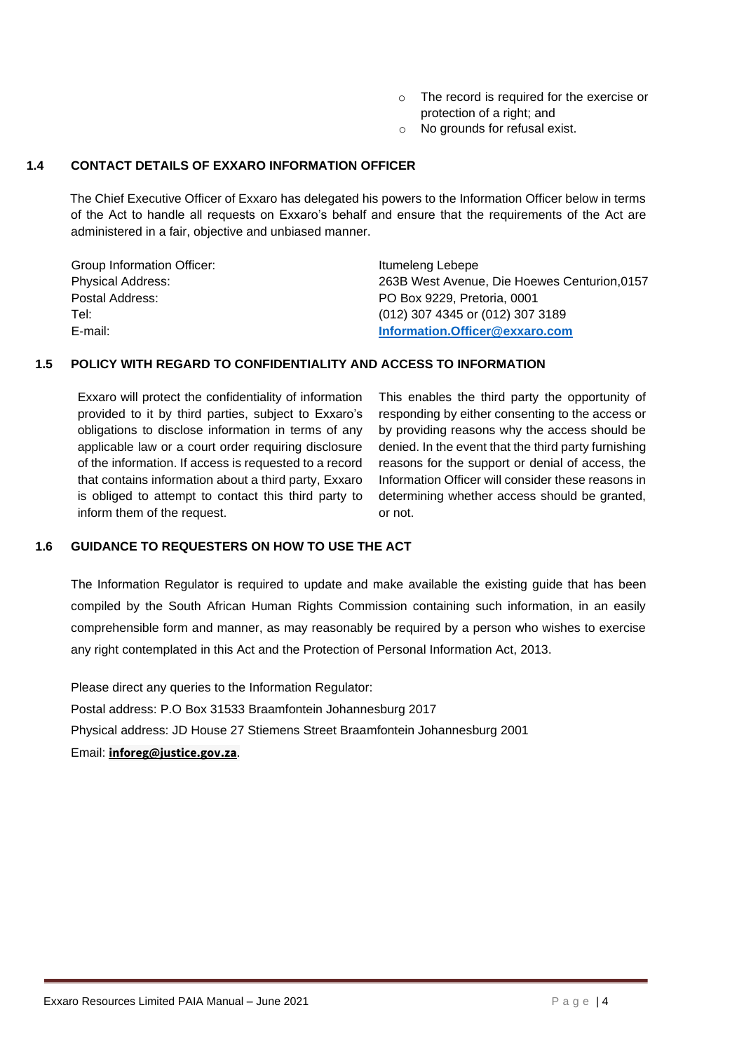- The record is required for the exercise or protection of a right; and
- No grounds for refusal exist.

### 1.4 CONTACT DETAILS OF EXXARO INFORMATION OFFICER

The Chief Executive Officer of Exxaro has delegated his powers to the Information Officer below in terms of the Act to handle all requests on Exxaro's behalf and ensure that the requirements of the Act are administered in a fair, objective and unbiased manner.

| | |
|---|---|
| Group Information Officer: | Itumeleng Lebepe |
| Physical Address: | 263B West Avenue, Die Hoewes Centurion,0157 |
| Postal Address: | PO Box 9229, Pretoria, 0001 |
| Tel: | (012) 307 4345 or (012) 307 3189 |
| E-mail: | **Information.Officer@exxaro.com** |

### 1.5 POLICY WITH REGARD TO CONFIDENTIALITY AND ACCESS TO INFORMATION

Exxaro will protect the confidentiality of information provided to it by third parties, subject to Exxaro's obligations to disclose information in terms of any applicable law or a court order requiring disclosure of the information. If access is requested to a record that contains information about a third party, Exxaro is obliged to attempt to contact this third party to inform them of the request.

This enables the third party the opportunity of responding by either consenting to the access or by providing reasons why the access should be denied. In the event that the third party furnishing reasons for the support or denial of access, the Information Officer will consider these reasons in determining whether access should be granted, or not.

### 1.6 GUIDANCE TO REQUESTERS ON HOW TO USE THE ACT

The Information Regulator is required to update and make available the existing guide that has been compiled by the South African Human Rights Commission containing such information, in an easily comprehensible form and manner, as may reasonably be required by a person who wishes to exercise any right contemplated in this Act and the Protection of Personal Information Act, 2013.

Please direct any queries to the Information Regulator:
Postal address: P.O Box 31533 Braamfontein Johannesburg 2017
Physical address: JD House 27 Stiemens Street Braamfontein Johannesburg 2001
Email: **inforeg@justice.gov.za**.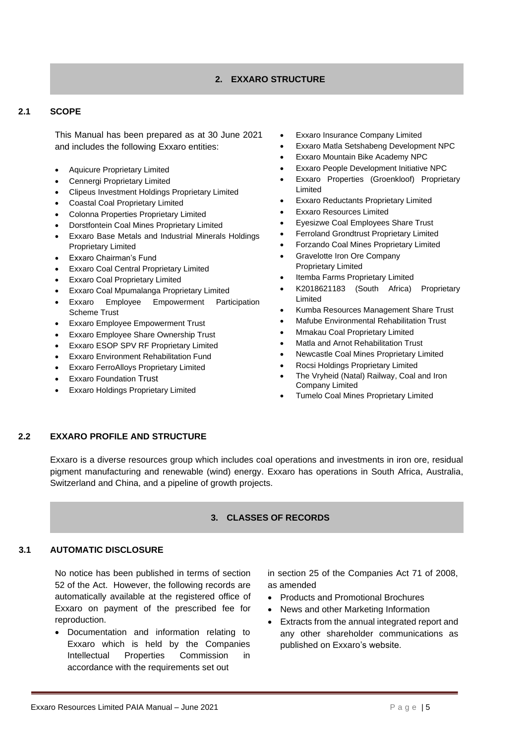## 2. EXXARO STRUCTURE

### 2.1 SCOPE

This Manual has been prepared as at 30 June 2021 and includes the following Exxaro entities:

- Aquicure Proprietary Limited
- Cennergi Proprietary Limited
- Clipeus Investment Holdings Proprietary Limited
- Coastal Coal Proprietary Limited
- Colonna Properties Proprietary Limited
- Dorstfontein Coal Mines Proprietary Limited
- Exxaro Base Metals and Industrial Minerals Holdings Proprietary Limited
- Exxaro Chairman's Fund
- Exxaro Coal Central Proprietary Limited
- Exxaro Coal Proprietary Limited
- Exxaro Coal Mpumalanga Proprietary Limited
- Exxaro Employee Empowerment Participation Scheme Trust
- Exxaro Employee Empowerment Trust
- Exxaro Employee Share Ownership Trust
- Exxaro ESOP SPV RF Proprietary Limited
- Exxaro Environment Rehabilitation Fund
- Exxaro FerroAlloys Proprietary Limited
- Exxaro Foundation Trust
- Exxaro Holdings Proprietary Limited
- Exxaro Insurance Company Limited
- Exxaro Matla Setshabeng Development NPC
- Exxaro Mountain Bike Academy NPC
- Exxaro People Development Initiative NPC
- Exxaro Properties (Groenkloof) Proprietary Limited
- Exxaro Reductants Proprietary Limited
- Exxaro Resources Limited
- Eyesizwe Coal Employees Share Trust
- Ferroland Grondtrust Proprietary Limited
- Forzando Coal Mines Proprietary Limited
- Gravelotte Iron Ore Company Proprietary Limited
- Itemba Farms Proprietary Limited
- K2018621183 (South Africa) Proprietary Limited
- Kumba Resources Management Share Trust
- Mafube Environmental Rehabilitation Trust
- Mmakau Coal Proprietary Limited
- Matla and Arnot Rehabilitation Trust
- Newcastle Coal Mines Proprietary Limited
- Rocsi Holdings Proprietary Limited
- The Vryheid (Natal) Railway, Coal and Iron Company Limited
- Tumelo Coal Mines Proprietary Limited

### 2.2 EXXARO PROFILE AND STRUCTURE

Exxaro is a diverse resources group which includes coal operations and investments in iron ore, residual pigment manufacturing and renewable (wind) energy. Exxaro has operations in South Africa, Australia, Switzerland and China, and a pipeline of growth projects.

## 3. CLASSES OF RECORDS

### 3.1 AUTOMATIC DISCLOSURE

No notice has been published in terms of section 52 of the Act. However, the following records are automatically available at the registered office of Exxaro on payment of the prescribed fee for reproduction.

- Documentation and information relating to Exxaro which is held by the Companies Intellectual Properties Commission in accordance with the requirements set out in section 25 of the Companies Act 71 of 2008, as amended
- Products and Promotional Brochures
- News and other Marketing Information
- Extracts from the annual integrated report and any other shareholder communications as published on Exxaro's website.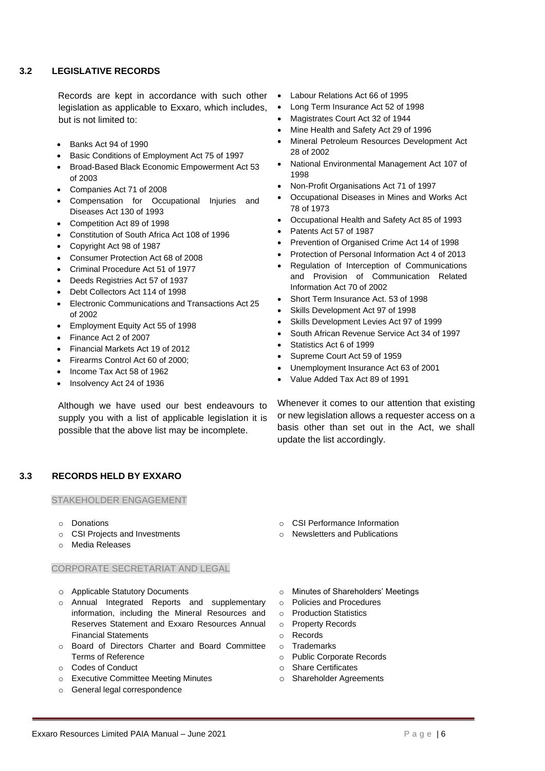### 3.2 LEGISLATIVE RECORDS

Records are kept in accordance with such other legislation as applicable to Exxaro, which includes, but is not limited to:

- Banks Act 94 of 1990
- Basic Conditions of Employment Act 75 of 1997
- Broad-Based Black Economic Empowerment Act 53 of 2003
- Companies Act 71 of 2008
- Compensation for Occupational Injuries and Diseases Act 130 of 1993
- Competition Act 89 of 1998
- Constitution of South Africa Act 108 of 1996
- Copyright Act 98 of 1987
- Consumer Protection Act 68 of 2008
- Criminal Procedure Act 51 of 1977
- Deeds Registries Act 57 of 1937
- Debt Collectors Act 114 of 1998
- Electronic Communications and Transactions Act 25 of 2002
- Employment Equity Act 55 of 1998
- Finance Act 2 of 2007
- Financial Markets Act 19 of 2012
- Firearms Control Act 60 of 2000;
- Income Tax Act 58 of 1962
- Insolvency Act 24 of 1936
- Labour Relations Act 66 of 1995
- Long Term Insurance Act 52 of 1998
- Magistrates Court Act 32 of 1944
- Mine Health and Safety Act 29 of 1996
- Mineral Petroleum Resources Development Act 28 of 2002
- National Environmental Management Act 107 of 1998
- Non-Profit Organisations Act 71 of 1997
- Occupational Diseases in Mines and Works Act 78 of 1973
- Occupational Health and Safety Act 85 of 1993
- Patents Act 57 of 1987
- Prevention of Organised Crime Act 14 of 1998
- Protection of Personal Information Act 4 of 2013
- Regulation of Interception of Communications and Provision of Communication Related Information Act 70 of 2002
- Short Term Insurance Act. 53 of 1998
- Skills Development Act 97 of 1998
- Skills Development Levies Act 97 of 1999
- South African Revenue Service Act 34 of 1997
- Statistics Act 6 of 1999
- Supreme Court Act 59 of 1959
- Unemployment Insurance Act 63 of 2001
- Value Added Tax Act 89 of 1991

Although we have used our best endeavours to supply you with a list of applicable legislation it is possible that the above list may be incomplete.

Whenever it comes to our attention that existing or new legislation allows a requester access on a basis other than set out in the Act, we shall update the list accordingly.

### 3.3 RECORDS HELD BY EXXARO

STAKEHOLDER ENGAGEMENT

- Donations
- CSI Projects and Investments
- Media Releases
- CSI Performance Information
- Newsletters and Publications

CORPORATE SECRETARIAT AND LEGAL

- Applicable Statutory Documents
- Annual Integrated Reports and supplementary information, including the Mineral Resources and Reserves Statement and Exxaro Resources Annual Financial Statements
- Board of Directors Charter and Board Committee Terms of Reference
- Codes of Conduct
- Executive Committee Meeting Minutes
- General legal correspondence
- Minutes of Shareholders' Meetings
- Policies and Procedures
- Production Statistics
- Property Records
- Records
- Trademarks
- Public Corporate Records
- Share Certificates
- Shareholder Agreements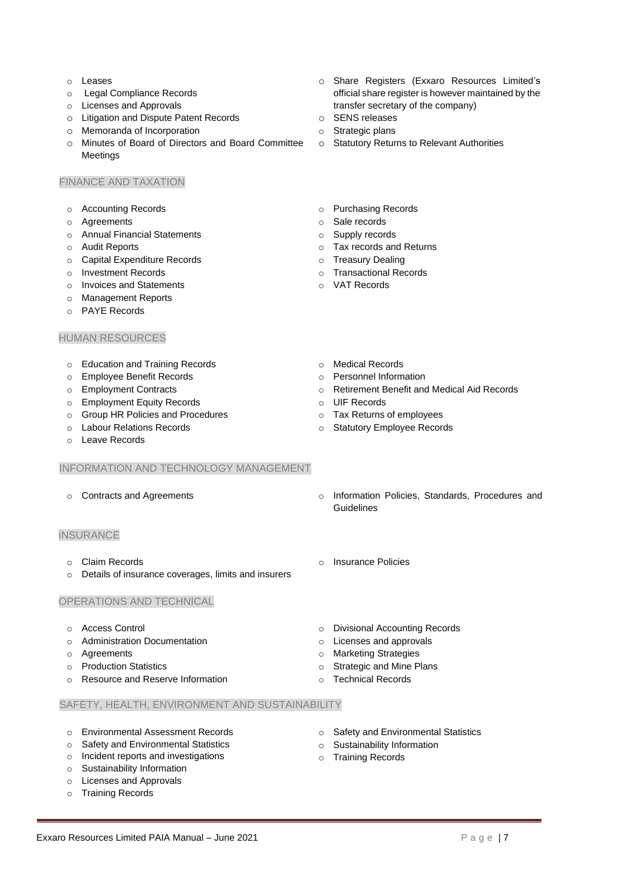- Leases
- Legal Compliance Records
- Licenses and Approvals
- Litigation and Dispute Patent Records
- Memoranda of Incorporation
- Minutes of Board of Directors and Board Committee Meetings
- Share Registers (Exxaro Resources Limited's official share register is however maintained by the transfer secretary of the company)
- SENS releases
- Strategic plans
- Statutory Returns to Relevant Authorities

## FINANCE AND TAXATION

- Accounting Records
- Agreements
- Annual Financial Statements
- Audit Reports
- Capital Expenditure Records
- Investment Records
- Invoices and Statements
- Management Reports
- PAYE Records
- Purchasing Records
- Sale records
- Supply records
- Tax records and Returns
- Treasury Dealing
- Transactional Records
- VAT Records

## HUMAN RESOURCES

- Education and Training Records
- Employee Benefit Records
- Employment Contracts
- Employment Equity Records
- Group HR Policies and Procedures
- Labour Relations Records
- Leave Records
- Medical Records
- Personnel Information
- Retirement Benefit and Medical Aid Records
- UIF Records
- Tax Returns of employees
- Statutory Employee Records

## INFORMATION AND TECHNOLOGY MANAGEMENT

- Contracts and Agreements
- Information Policies, Standards, Procedures and Guidelines

## INSURANCE

- Claim Records
- Details of insurance coverages, limits and insurers
- Insurance Policies

## OPERATIONS AND TECHNICAL

- Access Control
- Administration Documentation
- Agreements
- Production Statistics
- Resource and Reserve Information
- Divisional Accounting Records
- Licenses and approvals
- Marketing Strategies
- Strategic and Mine Plans
- Technical Records

## SAFETY, HEALTH, ENVIRONMENT AND SUSTAINABILITY

- Environmental Assessment Records
- Safety and Environmental Statistics
- Incident reports and investigations
- Sustainability Information
- Licenses and Approvals
- Training Records
- Safety and Environmental Statistics
- Sustainability Information
- Training Records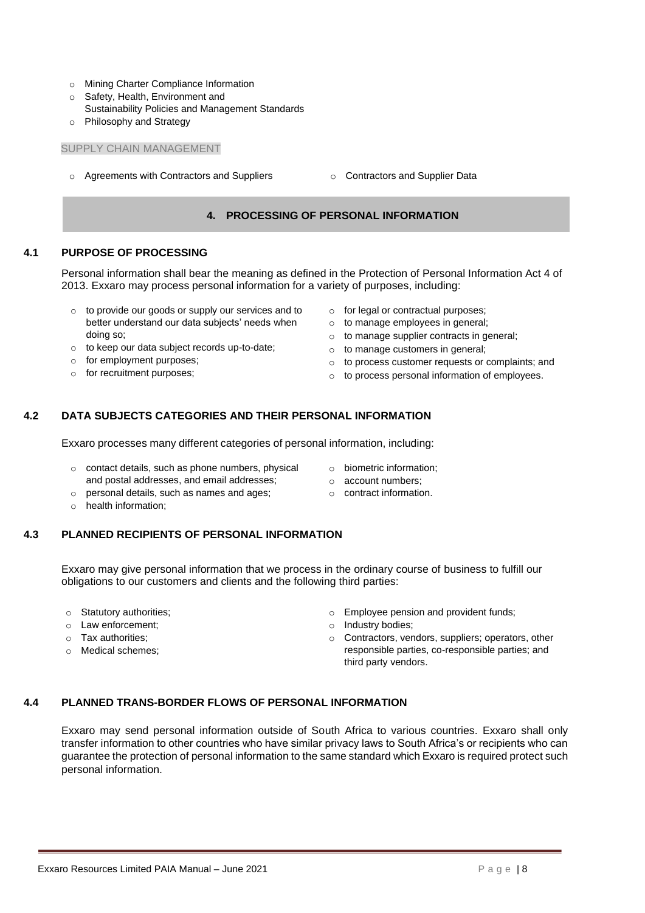- Mining Charter Compliance Information
- Safety, Health, Environment and Sustainability Policies and Management Standards
- Philosophy and Strategy

SUPPLY CHAIN MANAGEMENT

- Agreements with Contractors and Suppliers
- Contractors and Supplier Data

## 4. PROCESSING OF PERSONAL INFORMATION

### 4.1 PURPOSE OF PROCESSING

Personal information shall bear the meaning as defined in the Protection of Personal Information Act 4 of 2013. Exxaro may process personal information for a variety of purposes, including:

- to provide our goods or supply our services and to better understand our data subjects' needs when doing so;
- to keep our data subject records up-to-date;
- for employment purposes;
- for recruitment purposes;
- for legal or contractual purposes;
- to manage employees in general;
- to manage supplier contracts in general;
- to manage customers in general;
- to process customer requests or complaints; and
- to process personal information of employees.

### 4.2 DATA SUBJECTS CATEGORIES AND THEIR PERSONAL INFORMATION

Exxaro processes many different categories of personal information, including:

- contact details, such as phone numbers, physical and postal addresses, and email addresses;
- personal details, such as names and ages;
- health information;
- biometric information;
- account numbers;
- contract information.

### 4.3 PLANNED RECIPIENTS OF PERSONAL INFORMATION

Exxaro may give personal information that we process in the ordinary course of business to fulfill our obligations to our customers and clients and the following third parties:

- Statutory authorities;
- Law enforcement;
- Tax authorities;
- Medical schemes;
- Employee pension and provident funds;
- Industry bodies;
- Contractors, vendors, suppliers; operators, other responsible parties, co-responsible parties; and third party vendors.

### 4.4 PLANNED TRANS-BORDER FLOWS OF PERSONAL INFORMATION

Exxaro may send personal information outside of South Africa to various countries. Exxaro shall only transfer information to other countries who have similar privacy laws to South Africa's or recipients who can guarantee the protection of personal information to the same standard which Exxaro is required protect such personal information.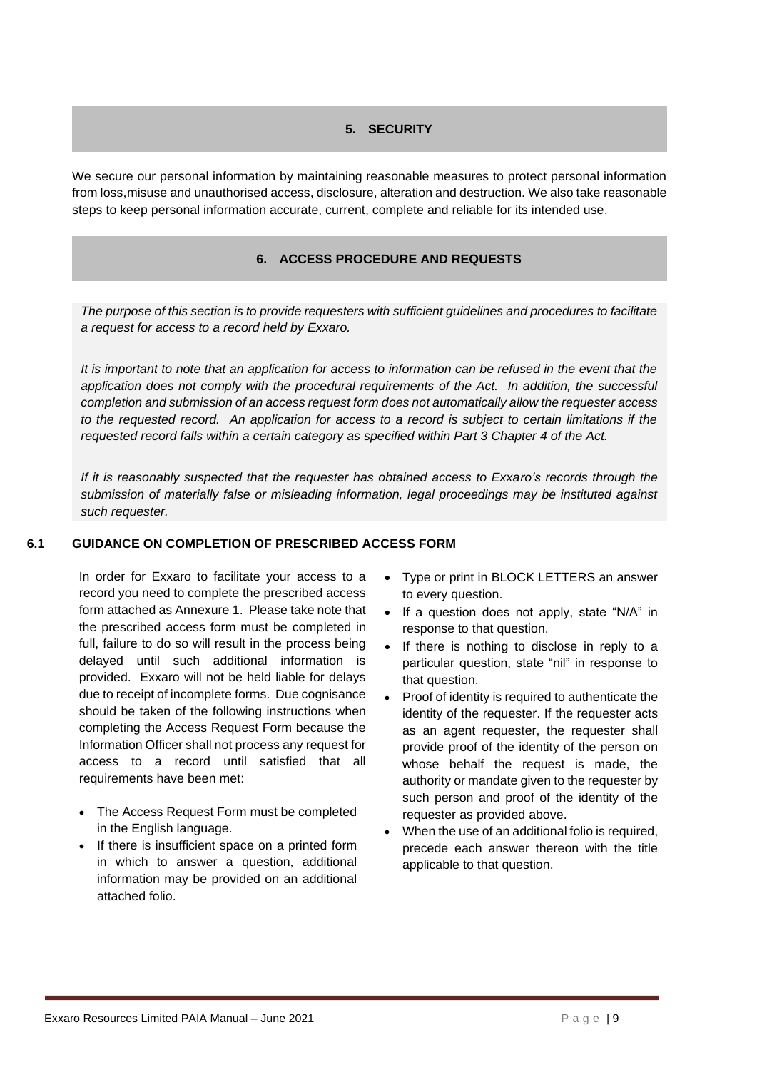## 5. SECURITY

We secure our personal information by maintaining reasonable measures to protect personal information from loss,misuse and unauthorised access, disclosure, alteration and destruction. We also take reasonable steps to keep personal information accurate, current, complete and reliable for its intended use.

## 6. ACCESS PROCEDURE AND REQUESTS

*The purpose of this section is to provide requesters with sufficient guidelines and procedures to facilitate a request for access to a record held by Exxaro.*

*It is important to note that an application for access to information can be refused in the event that the application does not comply with the procedural requirements of the Act. In addition, the successful completion and submission of an access request form does not automatically allow the requester access to the requested record. An application for access to a record is subject to certain limitations if the requested record falls within a certain category as specified within Part 3 Chapter 4 of the Act.*

*If it is reasonably suspected that the requester has obtained access to Exxaro's records through the submission of materially false or misleading information, legal proceedings may be instituted against such requester.*

### 6.1 GUIDANCE ON COMPLETION OF PRESCRIBED ACCESS FORM

In order for Exxaro to facilitate your access to a record you need to complete the prescribed access form attached as Annexure 1. Please take note that the prescribed access form must be completed in full, failure to do so will result in the process being delayed until such additional information is provided. Exxaro will not be held liable for delays due to receipt of incomplete forms. Due cognisance should be taken of the following instructions when completing the Access Request Form because the Information Officer shall not process any request for access to a record until satisfied that all requirements have been met:

- The Access Request Form must be completed in the English language.
- If there is insufficient space on a printed form in which to answer a question, additional information may be provided on an additional attached folio.
- Type or print in BLOCK LETTERS an answer to every question.
- If a question does not apply, state "N/A" in response to that question.
- If there is nothing to disclose in reply to a particular question, state "nil" in response to that question.
- Proof of identity is required to authenticate the identity of the requester. If the requester acts as an agent requester, the requester shall provide proof of the identity of the person on whose behalf the request is made, the authority or mandate given to the requester by such person and proof of the identity of the requester as provided above.
- When the use of an additional folio is required, precede each answer thereon with the title applicable to that question.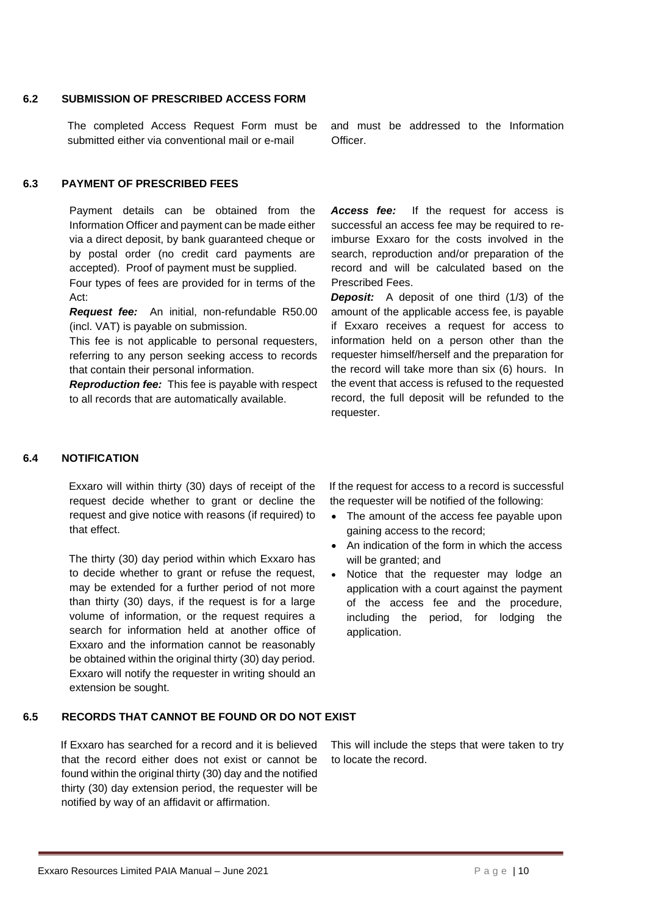### 6.2 SUBMISSION OF PRESCRIBED ACCESS FORM

The completed Access Request Form must be submitted either via conventional mail or e-mail and must be addressed to the Information Officer.

### 6.3 PAYMENT OF PRESCRIBED FEES

Payment details can be obtained from the Information Officer and payment can be made either via a direct deposit, by bank guaranteed cheque or by postal order (no credit card payments are accepted). Proof of payment must be supplied.

Four types of fees are provided for in terms of the Act:

***Request fee:*** An initial, non-refundable R50.00 (incl. VAT) is payable on submission.

This fee is not applicable to personal requesters, referring to any person seeking access to records that contain their personal information.

***Reproduction fee:*** This fee is payable with respect to all records that are automatically available.

***Access fee:*** If the request for access is successful an access fee may be required to re-imburse Exxaro for the costs involved in the search, reproduction and/or preparation of the record and will be calculated based on the Prescribed Fees.

***Deposit:*** A deposit of one third (1/3) of the amount of the applicable access fee, is payable if Exxaro receives a request for access to information held on a person other than the requester himself/herself and the preparation for the record will take more than six (6) hours. In the event that access is refused to the requested record, the full deposit will be refunded to the requester.

### 6.4 NOTIFICATION

Exxaro will within thirty (30) days of receipt of the request decide whether to grant or decline the request and give notice with reasons (if required) to that effect.

The thirty (30) day period within which Exxaro has to decide whether to grant or refuse the request, may be extended for a further period of not more than thirty (30) days, if the request is for a large volume of information, or the request requires a search for information held at another office of Exxaro and the information cannot be reasonably be obtained within the original thirty (30) day period. Exxaro will notify the requester in writing should an extension be sought.

If the request for access to a record is successful the requester will be notified of the following:

- The amount of the access fee payable upon gaining access to the record;
- An indication of the form in which the access will be granted; and
- Notice that the requester may lodge an application with a court against the payment of the access fee and the procedure, including the period, for lodging the application.

### 6.5 RECORDS THAT CANNOT BE FOUND OR DO NOT EXIST

If Exxaro has searched for a record and it is believed that the record either does not exist or cannot be found within the original thirty (30) day and the notified thirty (30) day extension period, the requester will be notified by way of an affidavit or affirmation. This will include the steps that were taken to try to locate the record.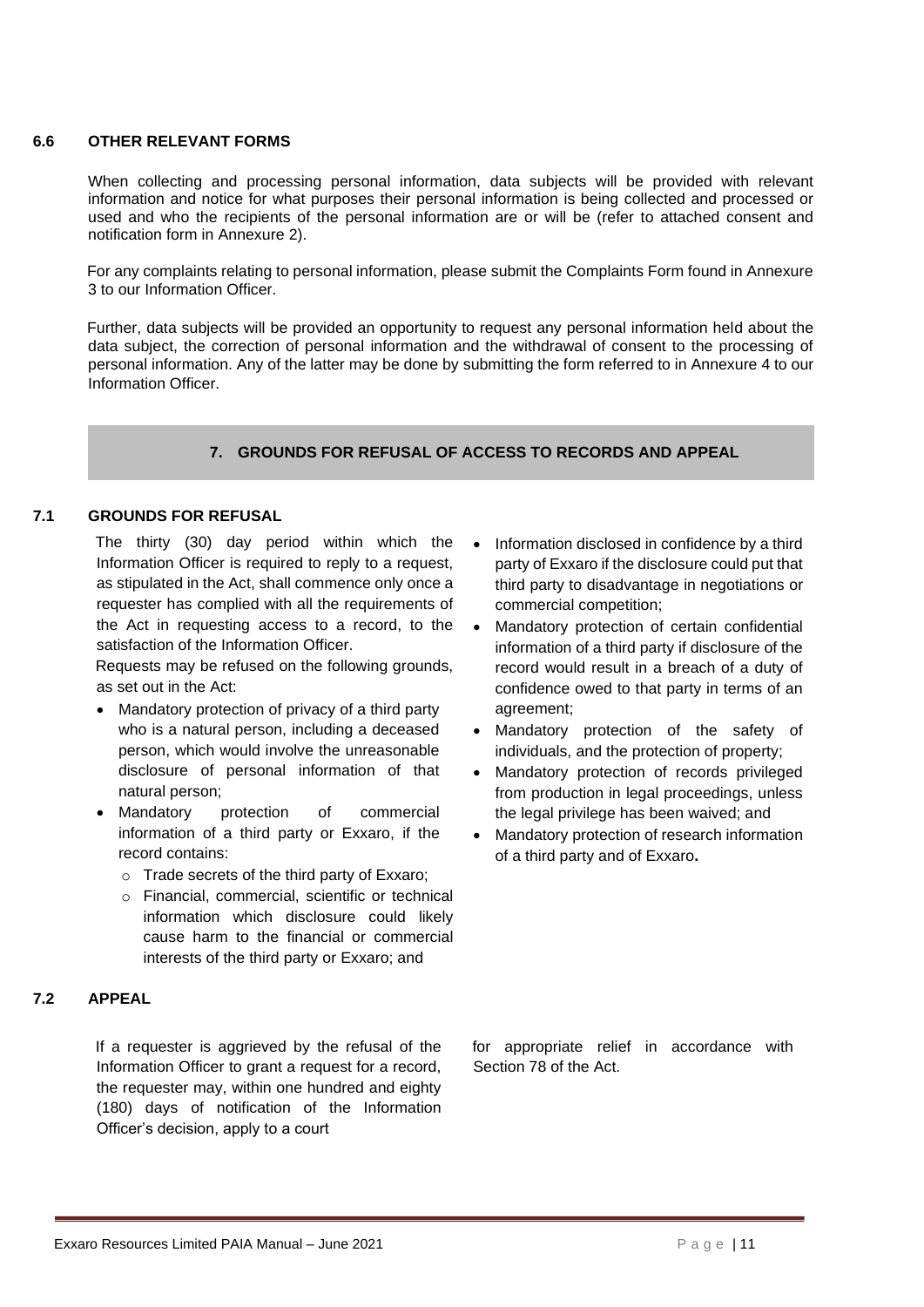### 6.6 OTHER RELEVANT FORMS

When collecting and processing personal information, data subjects will be provided with relevant information and notice for what purposes their personal information is being collected and processed or used and who the recipients of the personal information are or will be (refer to attached consent and notification form in Annexure 2).

For any complaints relating to personal information, please submit the Complaints Form found in Annexure 3 to our Information Officer.

Further, data subjects will be provided an opportunity to request any personal information held about the data subject, the correction of personal information and the withdrawal of consent to the processing of personal information. Any of the latter may be done by submitting the form referred to in Annexure 4 to our Information Officer.

## 7. GROUNDS FOR REFUSAL OF ACCESS TO RECORDS AND APPEAL

### 7.1 GROUNDS FOR REFUSAL

The thirty (30) day period within which the Information Officer is required to reply to a request, as stipulated in the Act, shall commence only once a requester has complied with all the requirements of the Act in requesting access to a record, to the satisfaction of the Information Officer.

Requests may be refused on the following grounds, as set out in the Act:

- Mandatory protection of privacy of a third party who is a natural person, including a deceased person, which would involve the unreasonable disclosure of personal information of that natural person;
- Mandatory protection of commercial information of a third party or Exxaro, if the record contains:
  - Trade secrets of the third party of Exxaro;
  - Financial, commercial, scientific or technical information which disclosure could likely cause harm to the financial or commercial interests of the third party or Exxaro; and
- Information disclosed in confidence by a third party of Exxaro if the disclosure could put that third party to disadvantage in negotiations or commercial competition;
- Mandatory protection of certain confidential information of a third party if disclosure of the record would result in a breach of a duty of confidence owed to that party in terms of an agreement;
- Mandatory protection of the safety of individuals, and the protection of property;
- Mandatory protection of records privileged from production in legal proceedings, unless the legal privilege has been waived; and
- Mandatory protection of research information of a third party and of Exxaro**.**

### 7.2 APPEAL

If a requester is aggrieved by the refusal of the Information Officer to grant a request for a record, the requester may, within one hundred and eighty (180) days of notification of the Information Officer's decision, apply to a court for appropriate relief in accordance with Section 78 of the Act.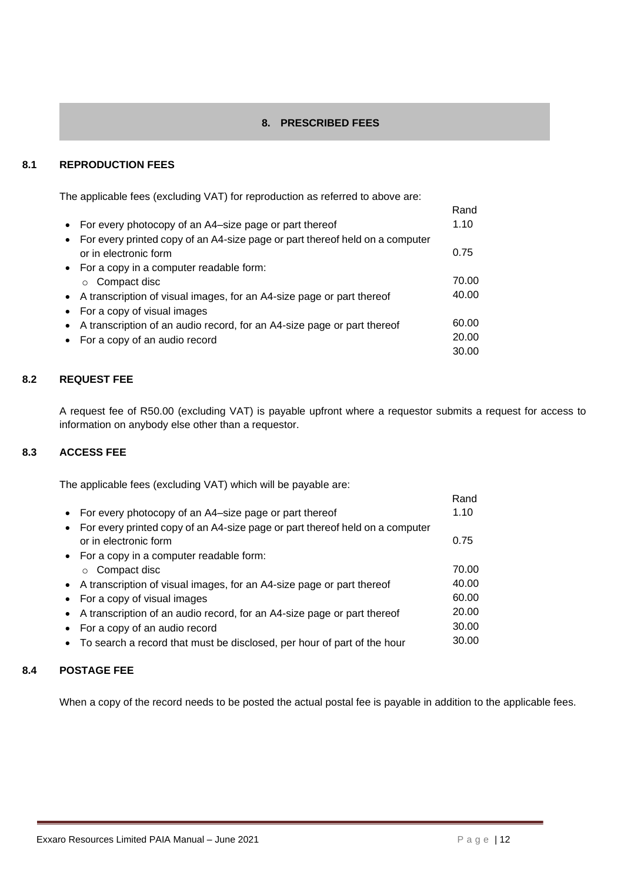## 8. PRESCRIBED FEES

### 8.1 REPRODUCTION FEES

The applicable fees (excluding VAT) for reproduction as referred to above are:

| Description | Rand |
|---|---|
| • For every photocopy of an A4–size page or part thereof | 1.10 |
| • For every printed copy of an A4-size page or part thereof held on a computer or in electronic form | 0.75 |
| • For a copy in a computer readable form: | |
| ○ Compact disc | 70.00 |
| • A transcription of visual images, for an A4-size page or part thereof | 40.00 |
| • For a copy of visual images | |
| • A transcription of an audio record, for an A4-size page or part thereof | 60.00 |
| • For a copy of an audio record | 20.00 |
| | 30.00 |

### 8.2 REQUEST FEE

A request fee of R50.00 (excluding VAT) is payable upfront where a requestor submits a request for access to information on anybody else other than a requestor.

### 8.3 ACCESS FEE

The applicable fees (excluding VAT) which will be payable are:

| Description | Rand |
|---|---|
| • For every photocopy of an A4–size page or part thereof | 1.10 |
| • For every printed copy of an A4-size page or part thereof held on a computer or in electronic form | 0.75 |
| • For a copy in a computer readable form: | |
| ○ Compact disc | 70.00 |
| • A transcription of visual images, for an A4-size page or part thereof | 40.00 |
| • For a copy of visual images | 60.00 |
| • A transcription of an audio record, for an A4-size page or part thereof | 20.00 |
| • For a copy of an audio record | 30.00 |
| • To search a record that must be disclosed, per hour of part of the hour | 30.00 |

### 8.4 POSTAGE FEE

When a copy of the record needs to be posted the actual postal fee is payable in addition to the applicable fees.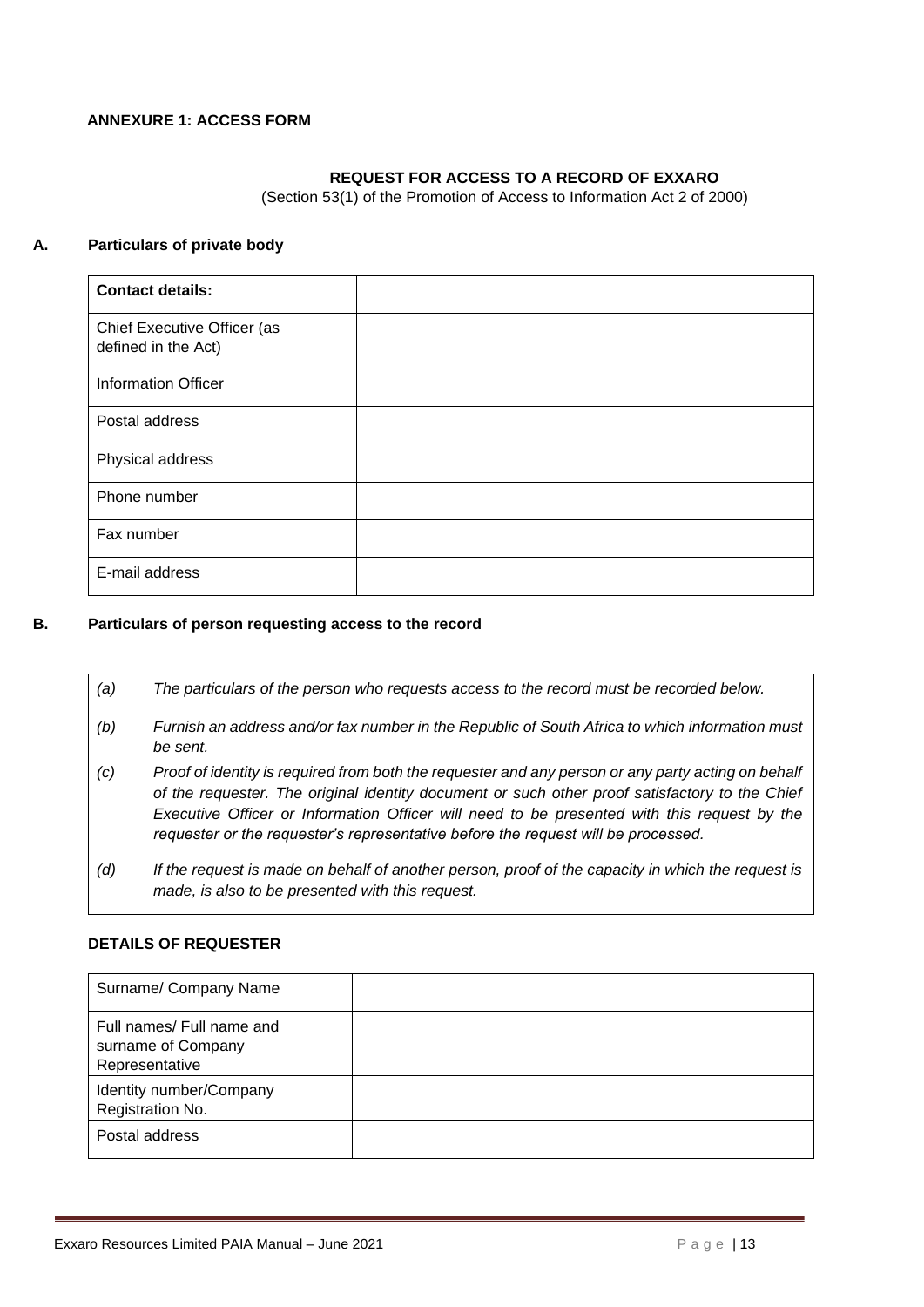**ANNEXURE 1: ACCESS FORM**

**REQUEST FOR ACCESS TO A RECORD OF EXXARO**

(Section 53(1) of the Promotion of Access to Information Act 2 of 2000)

**A. Particulars of private body**

| **Contact details:** | |
|---|---|
| Chief Executive Officer (as defined in the Act) | |
| Information Officer | |
| Postal address | |
| Physical address | |
| Phone number | |
| Fax number | |
| E-mail address | |

**B. Particulars of person requesting access to the record**

*(a) The particulars of the person who requests access to the record must be recorded below.*

*(b) Furnish an address and/or fax number in the Republic of South Africa to which information must be sent.*

*(c) Proof of identity is required from both the requester and any person or any party acting on behalf of the requester. The original identity document or such other proof satisfactory to the Chief Executive Officer or Information Officer will need to be presented with this request by the requester or the requester's representative before the request will be processed.*

*(d) If the request is made on behalf of another person, proof of the capacity in which the request is made, is also to be presented with this request.*

**DETAILS OF REQUESTER**

| Surname/ Company Name | |
|---|---|
| Full names/ Full name and surname of Company Representative | |
| Identity number/Company Registration No. | |
| Postal address | |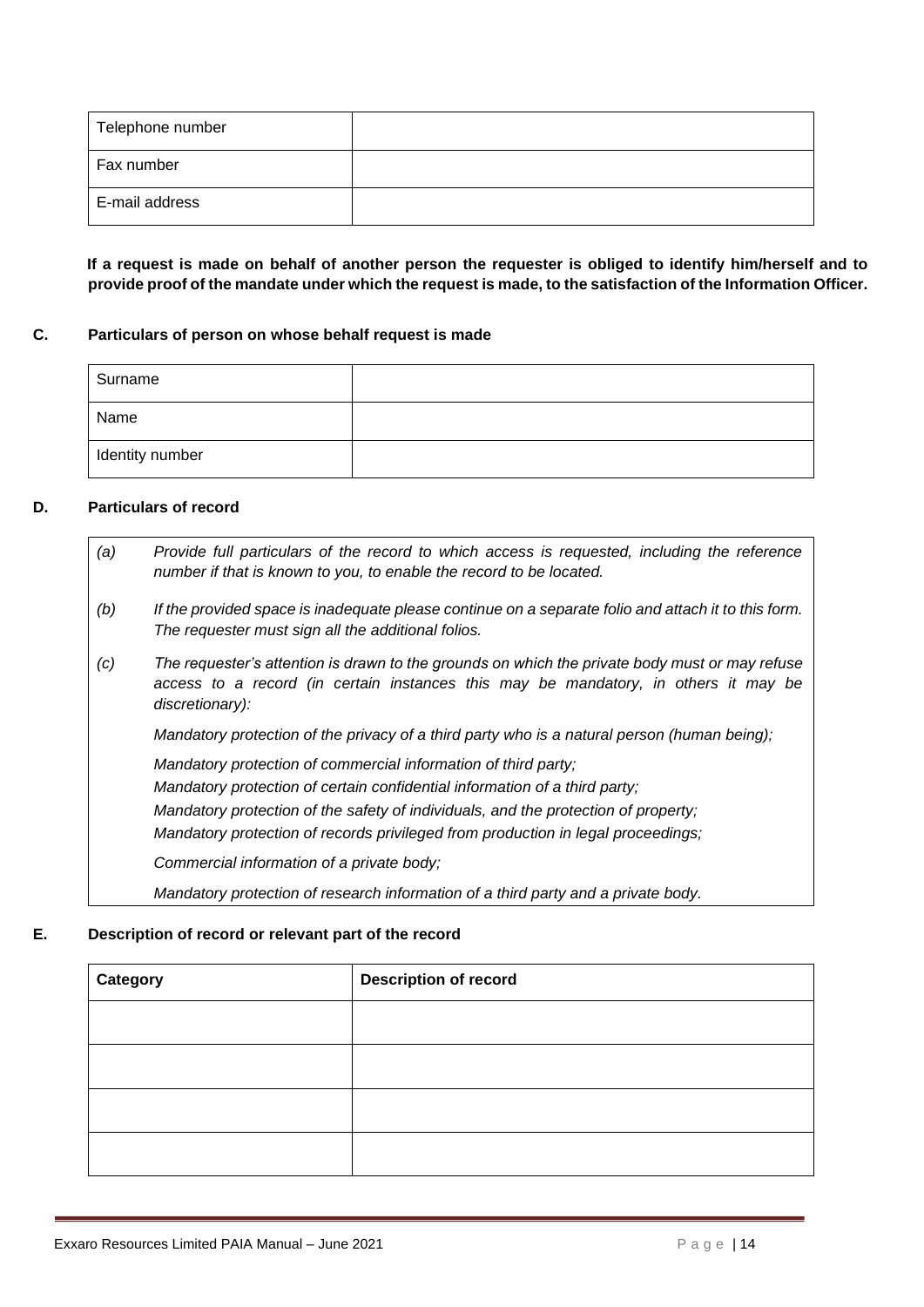| Telephone number | |
|---|---|
| Fax number | |
| E-mail address | |

**If a request is made on behalf of another person the requester is obliged to identify him/herself and to provide proof of the mandate under which the request is made, to the satisfaction of the Information Officer.**

### C. Particulars of person on whose behalf request is made

| Surname | |
|---|---|
| Name | |
| Identity number | |

### D. Particulars of record

*(a) Provide full particulars of the record to which access is requested, including the reference number if that is known to you, to enable the record to be located.*

*(b) If the provided space is inadequate please continue on a separate folio and attach it to this form. The requester must sign all the additional folios.*

*(c) The requester's attention is drawn to the grounds on which the private body must or may refuse access to a record (in certain instances this may be mandatory, in others it may be discretionary):*

*Mandatory protection of the privacy of a third party who is a natural person (human being);*

*Mandatory protection of commercial information of third party;*
*Mandatory protection of certain confidential information of a third party;*
*Mandatory protection of the safety of individuals, and the protection of property;*
*Mandatory protection of records privileged from production in legal proceedings;*

*Commercial information of a private body;*

*Mandatory protection of research information of a third party and a private body.*

### E. Description of record or relevant part of the record

| Category | Description of record |
|---|---|
| | |
| | |
| | |
| | |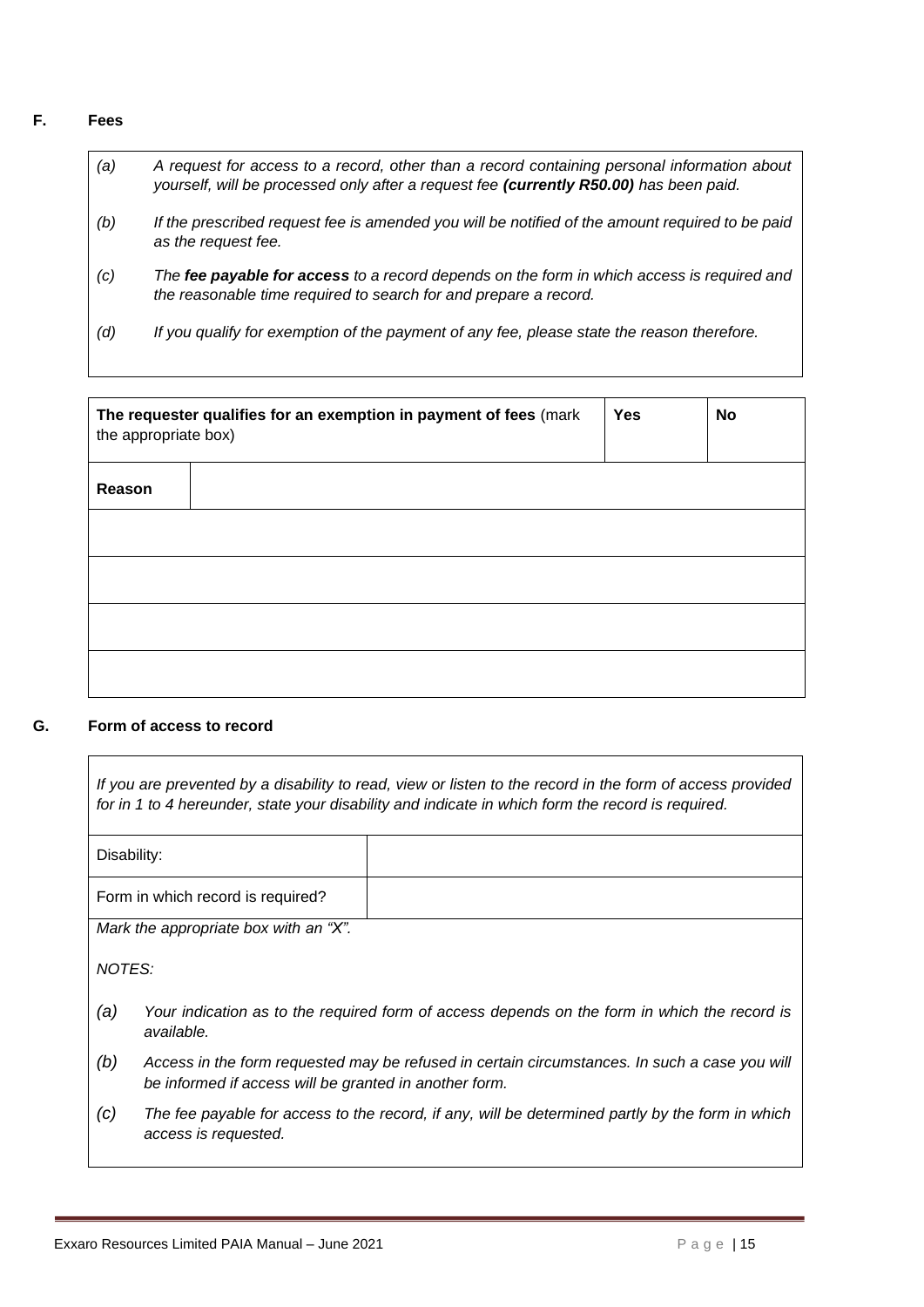**F. Fees**

*(a) A request for access to a record, other than a record containing personal information about yourself, will be processed only after a request fee **(currently R50.00)** has been paid.*

*(b) If the prescribed request fee is amended you will be notified of the amount required to be paid as the request fee.*

*(c) The **fee payable for access** to a record depends on the form in which access is required and the reasonable time required to search for and prepare a record.*

*(d) If you qualify for exemption of the payment of any fee, please state the reason therefore.*

| **The requester qualifies for an exemption in payment of fees** (mark the appropriate box) | | **Yes** | **No** |
|---|---|---|---|
| **Reason** | | | |
| | | | |
| | | | |
| | | | |
| | | | |

**G. Form of access to record**

*If you are prevented by a disability to read, view or listen to the record in the form of access provided for in 1 to 4 hereunder, state your disability and indicate in which form the record is required.*

| Disability: | |
|---|---|
| Form in which record is required? | |

*Mark the appropriate box with an "X".*

*NOTES:*

*(a) Your indication as to the required form of access depends on the form in which the record is available.*

*(b) Access in the form requested may be refused in certain circumstances. In such a case you will be informed if access will be granted in another form.*

*(c) The fee payable for access to the record, if any, will be determined partly by the form in which access is requested.*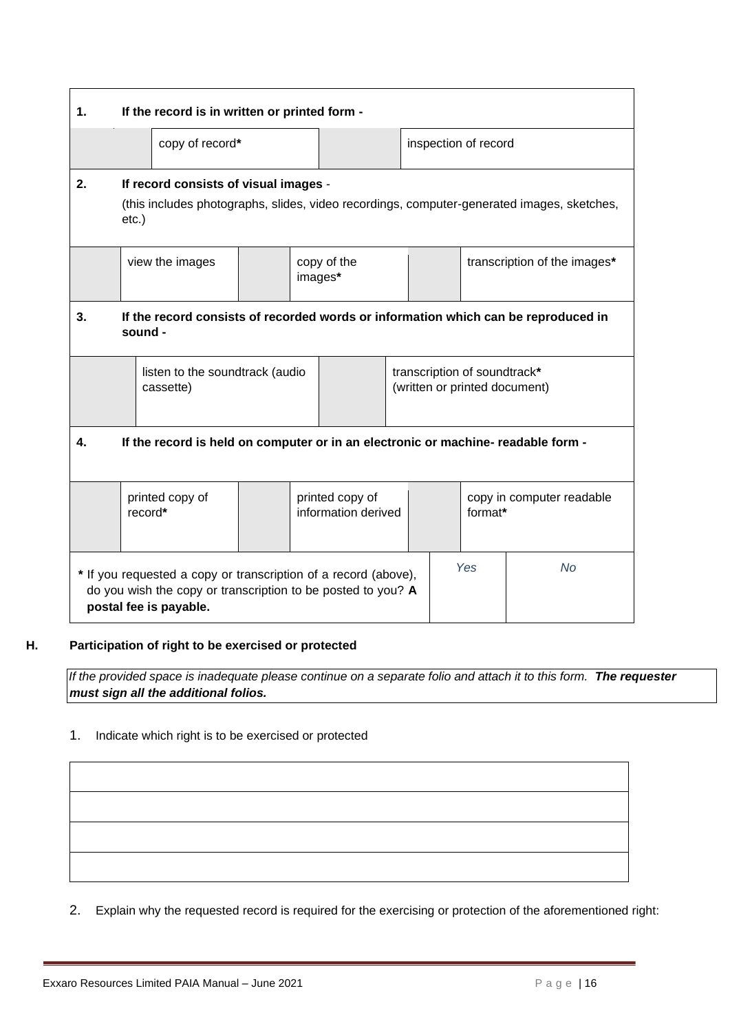| | | | | | |
|---|---|---|---|---|---|
| **1. If the record is in written or printed form -** | | | | | |
| | copy of record***** | | inspection of record | | |
| **2. If record consists of visual images** - (this includes photographs, slides, video recordings, computer-generated images, sketches, etc.) | | | | | |
| | view the images | | copy of the images***** | | transcription of the images***** |
| **3. If the record consists of recorded words or information which can be reproduced in sound -** | | | | | |
| | listen to the soundtrack (audio cassette) | | transcription of soundtrack***** (written or printed document) | | |
| **4. If the record is held on computer or in an electronic or machine- readable form -** | | | | | |
| | printed copy of record***** | | printed copy of information derived | | copy in computer readable format***** |
| ***** If you requested a copy or transcription of a record (above), do you wish the copy or transcription to be posted to you? **A postal fee is payable.** | | | | *Yes* | *No* |

**H. Participation of right to be exercised or protected**

*If the provided space is inadequate please continue on a separate folio and attach it to this form.* ***The requester must sign all the additional folios.***

1. Indicate which right is to be exercised or protected

| |
|---|
| |
| |
| |
| |

2. Explain why the requested record is required for the exercising or protection of the aforementioned right: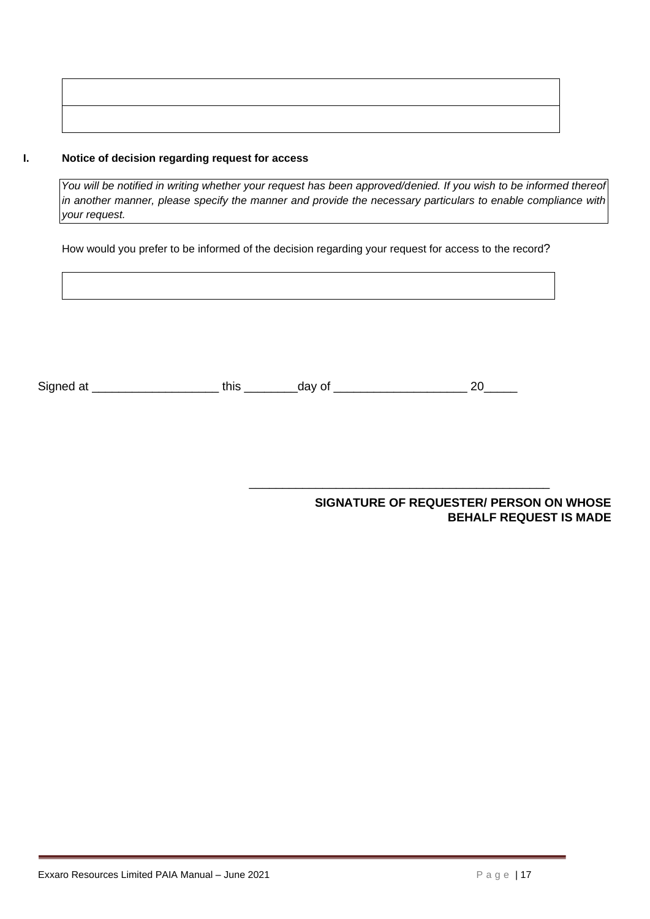| |
|---|
| |
| |

**I. Notice of decision regarding request for access**

| *You will be notified in writing whether your request has been approved/denied. If you wish to be informed thereof in another manner, please specify the manner and provide the necessary particulars to enable compliance with your request.* |
|---|

How would you prefer to be informed of the decision regarding your request for access to the record?

| |
|---|
| |

Signed at ___________________ this ________day of ____________________ 20_____

_______________________________________________

**SIGNATURE OF REQUESTER/ PERSON ON WHOSE BEHALF REQUEST IS MADE**

Exxaro Resources Limited PAIA Manual – June 2021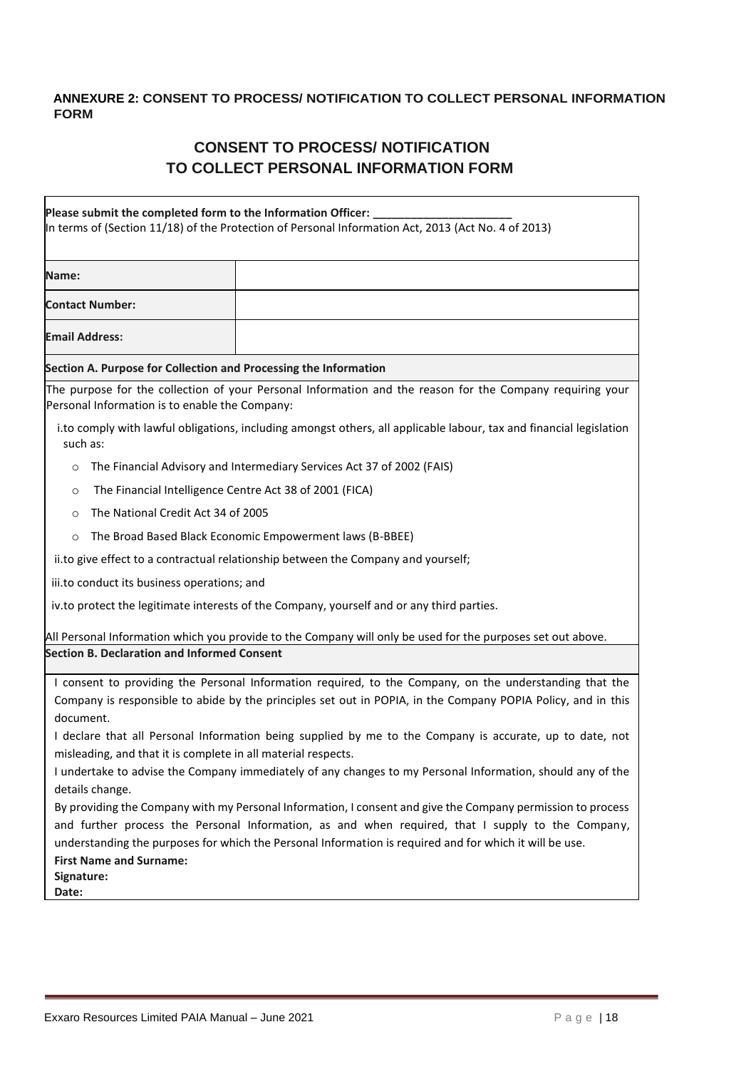**ANNEXURE 2: CONSENT TO PROCESS/ NOTIFICATION TO COLLECT PERSONAL INFORMATION FORM**

## CONSENT TO PROCESS/ NOTIFICATION TO COLLECT PERSONAL INFORMATION FORM

**Please submit the completed form to the Information Officer: \_\_\_\_\_\_\_\_\_\_\_\_\_\_\_\_\_\_\_\_\_\_**
In terms of (Section 11/18) of the Protection of Personal Information Act, 2013 (Act No. 4 of 2013)

| | |
|---|---|
| **Name:** | |
| **Contact Number:** | |
| **Email Address:** | |

**Section A. Purpose for Collection and Processing the Information**

The purpose for the collection of your Personal Information and the reason for the Company requiring your Personal Information is to enable the Company:

i. to comply with lawful obligations, including amongst others, all applicable labour, tax and financial legislation such as:
   - The Financial Advisory and Intermediary Services Act 37 of 2002 (FAIS)
   - The Financial Intelligence Centre Act 38 of 2001 (FICA)
   - The National Credit Act 34 of 2005
   - The Broad Based Black Economic Empowerment laws (B-BBEE)

ii. to give effect to a contractual relationship between the Company and yourself;

iii. to conduct its business operations; and

iv. to protect the legitimate interests of the Company, yourself and or any third parties.

All Personal Information which you provide to the Company will only be used for the purposes set out above.

**Section B. Declaration and Informed Consent**

I consent to providing the Personal Information required, to the Company, on the understanding that the Company is responsible to abide by the principles set out in POPIA, in the Company POPIA Policy, and in this document.

I declare that all Personal Information being supplied by me to the Company is accurate, up to date, not misleading, and that it is complete in all material respects.

I undertake to advise the Company immediately of any changes to my Personal Information, should any of the details change.

By providing the Company with my Personal Information, I consent and give the Company permission to process and further process the Personal Information, as and when required, that I supply to the Company, understanding the purposes for which the Personal Information is required and for which it will be use.

**First Name and Surname:**

**Signature:**

**Date:**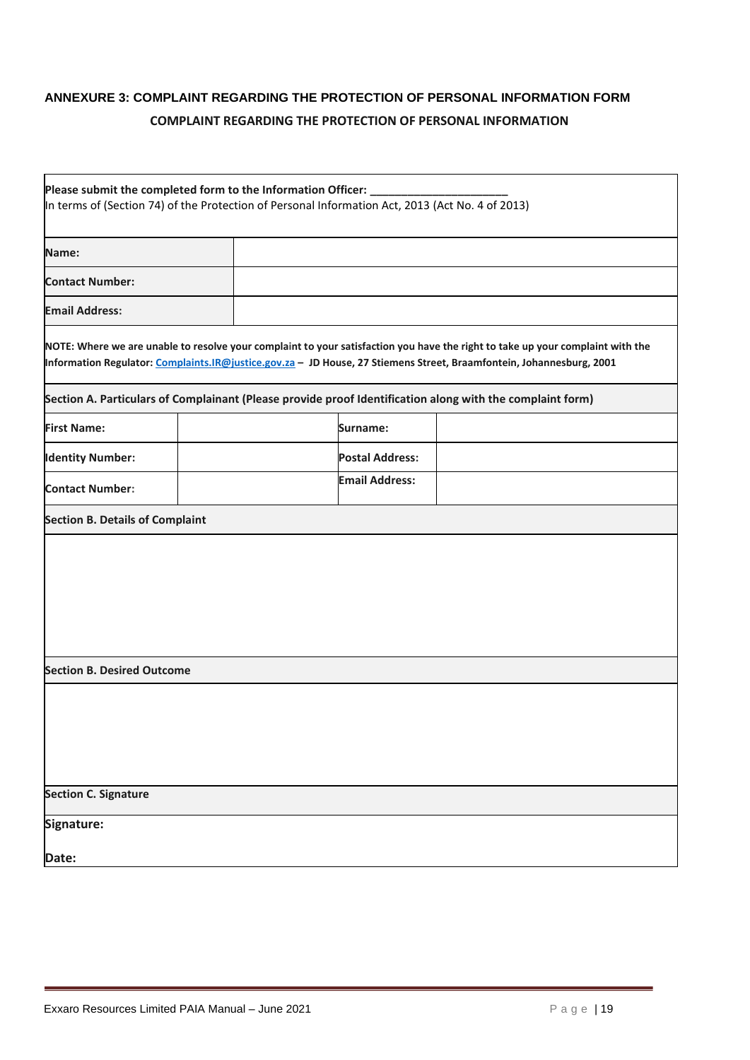## ANNEXURE 3: COMPLAINT REGARDING THE PROTECTION OF PERSONAL INFORMATION FORM

### COMPLAINT REGARDING THE PROTECTION OF PERSONAL INFORMATION

**Please submit the completed form to the Information Officer: ______________________**
In terms of (Section 74) of the Protection of Personal Information Act, 2013 (Act No. 4 of 2013)

| | |
|---|---|
| **Name:** | |
| **Contact Number:** | |
| **Email Address:** | |

**NOTE: Where we are unable to resolve your complaint to your satisfaction you have the right to take up your complaint with the Information Regulator: [Complaints.IR@justice.gov.za](mailto:Complaints.IR@justice.gov.za) – JD House, 27 Stiemens Street, Braamfontein, Johannesburg, 2001**

**Section A. Particulars of Complainant (Please provide proof Identification along with the complaint form)**

| | | | |
|---|---|---|---|
| **First Name:** | | **Surname:** | |
| **Identity Number:** | | **Postal Address:** | |
| **Contact Number:** | | **Email Address:** | |

**Section B. Details of Complaint**

&nbsp;

**Section B. Desired Outcome**

&nbsp;

**Section C. Signature**

**Signature:**

**Date:**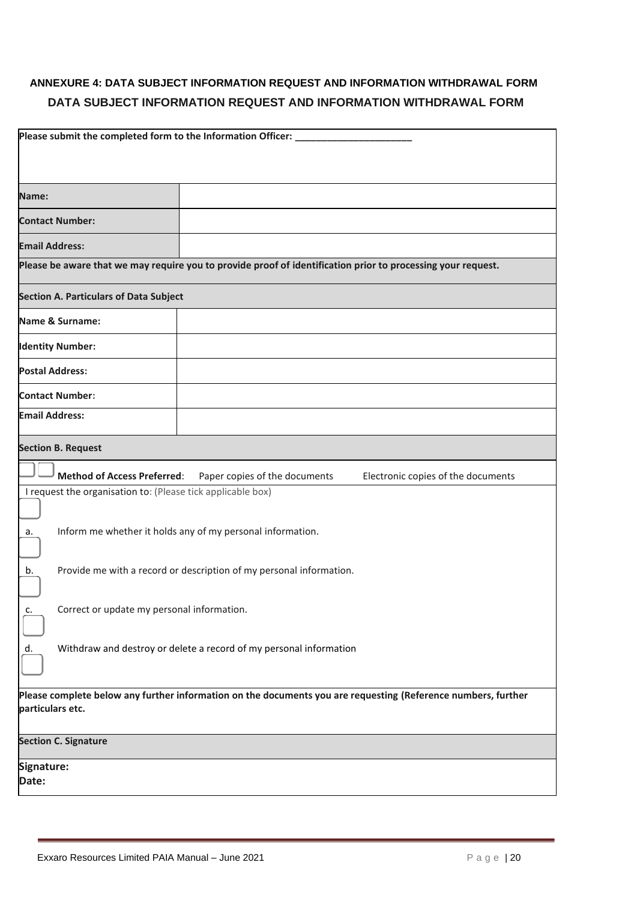## ANNEXURE 4: DATA SUBJECT INFORMATION REQUEST AND INFORMATION WITHDRAWAL FORM

## DATA SUBJECT INFORMATION REQUEST AND INFORMATION WITHDRAWAL FORM

**Please submit the completed form to the Information Officer: ______________________**

| | |
|---|---|
| **Name:** | |
| **Contact Number:** | |
| **Email Address:** | |

**Please be aware that we may require you to provide proof of identification prior to processing your request.**

**Section A. Particulars of Data Subject**

| | |
|---|---|
| **Name & Surname:** | |
| **Identity Number:** | |
| **Postal Address:** | |
| **Contact Number:** | |
| **Email Address:** | |

**Section B. Request**

☐ ☐ **Method of Access Preferred**: Paper copies of the documents Electronic copies of the documents

I request the organisation to: (Please tick applicable box)

☐ a. Inform me whether it holds any of my personal information.

☐ b. Provide me with a record or description of my personal information.

☐ c. Correct or update my personal information.

☐ d. Withdraw and destroy or delete a record of my personal information

**Please complete below any further information on the documents you are requesting (Reference numbers, further particulars etc.**

**Section C. Signature**

**Signature:**

**Date:**